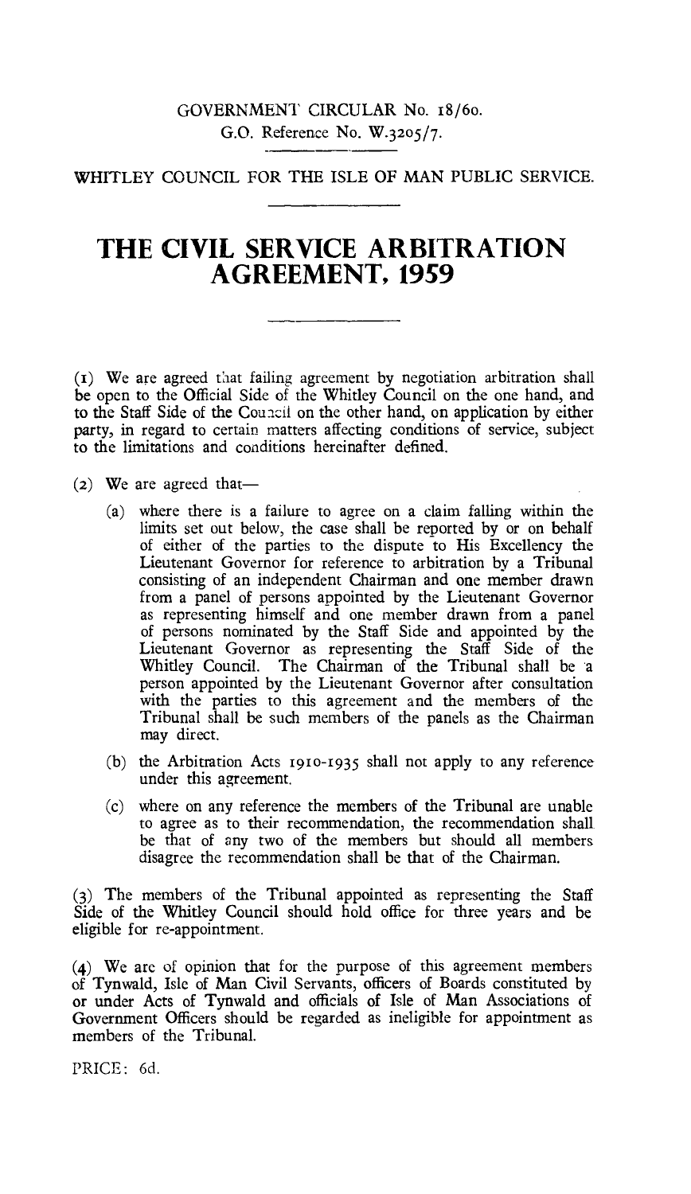GOVERNMENT CIRCULAR No. 18/60.
G.O. Reference No. W.3205/7.

WHITLEY COUNCIL FOR THE ISLE OF MAN PUBLIC SERVICE.

# THE CIVIL SERVICE ARBITRATION AGREEMENT, 1959

(1) We are agreed that failing agreement by negotiation arbitration shall be open to the Official Side of the Whitley Council on the one hand, and to the Staff Side of the Council on the other hand, on application by either party, in regard to certain matters affecting conditions of service, subject to the limitations and conditions hereinafter defined.

(2) We are agreed that—

- (a) where there is a failure to agree on a claim falling within the limits set out below, the case shall be reported by or on behalf of either of the parties to the dispute to His Excellency the Lieutenant Governor for reference to arbitration by a Tribunal consisting of an independent Chairman and one member drawn from a panel of persons appointed by the Lieutenant Governor as representing himself and one member drawn from a panel of persons nominated by the Staff Side and appointed by the Lieutenant Governor as representing the Staff Side of the Whitley Council. The Chairman of the Tribunal shall be a person appointed by the Lieutenant Governor after consultation with the parties to this agreement and the members of the Tribunal shall be such members of the panels as the Chairman may direct.
- (b) the Arbitration Acts 1910-1935 shall not apply to any reference under this agreement.
- (c) where on any reference the members of the Tribunal are unable to agree as to their recommendation, the recommendation shall be that of any two of the members but should all members disagree the recommendation shall be that of the Chairman.

(3) The members of the Tribunal appointed as representing the Staff Side of the Whitley Council should hold office for three years and be eligible for re-appointment.

(4) We are of opinion that for the purpose of this agreement members of Tynwald, Isle of Man Civil Servants, officers of Boards constituted by or under Acts of Tynwald and officials of Isle of Man Associations of Government Officers should be regarded as ineligible for appointment as members of the Tribunal.

PRICE: 6d.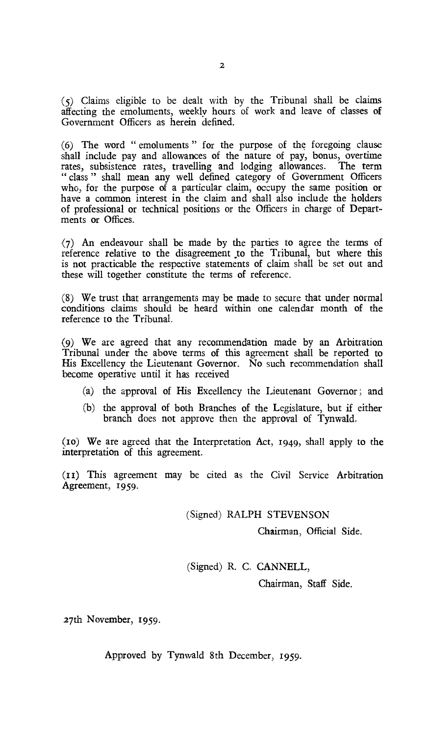(5) Claims eligible to be dealt with by the Tribunal shall be claims affecting the emoluments, weekly hours of work and leave of classes of Government Officers as herein defined.

(6) The word "emoluments" for the purpose of the foregoing clause shall include pay and allowances of the nature of pay, bonus, overtime rates, subsistence rates, travelling and lodging allowances. The term "class" shall mean any well defined category of Government Officers who, for the purpose of a particular claim, occupy the same position or have a common interest in the claim and shall also include the holders of professional or technical positions or the Officers in charge of Departments or Offices.

(7) An endeavour shall be made by the parties to agree the terms of reference relative to the disagreement to the Tribunal, but where this is not practicable the respective statements of claim shall be set out and these will together constitute the terms of reference.

(8) We trust that arrangements may be made to secure that under normal conditions claims should be heard within one calendar month of the reference to the Tribunal.

(9) We are agreed that any recommendation made by an Arbitration Tribunal under the above terms of this agreement shall be reported to His Excellency the Lieutenant Governor. No such recommendation shall become operative until it has received

- (a) the approval of His Excellency the Lieutenant Governor; and
- (b) the approval of both Branches of the Legislature, but if either branch does not approve then the approval of Tynwald.

(10) We are agreed that the Interpretation Act, 1949, shall apply to the interpretation of this agreement.

(11) This agreement may be cited as the Civil Service Arbitration Agreement, 1959.

(Signed) RALPH STEVENSON

Chairman, Official Side.

(Signed) R. C. CANNELL,

Chairman, Staff Side.

27th November, 1959.

Approved by Tynwald 8th December, 1959.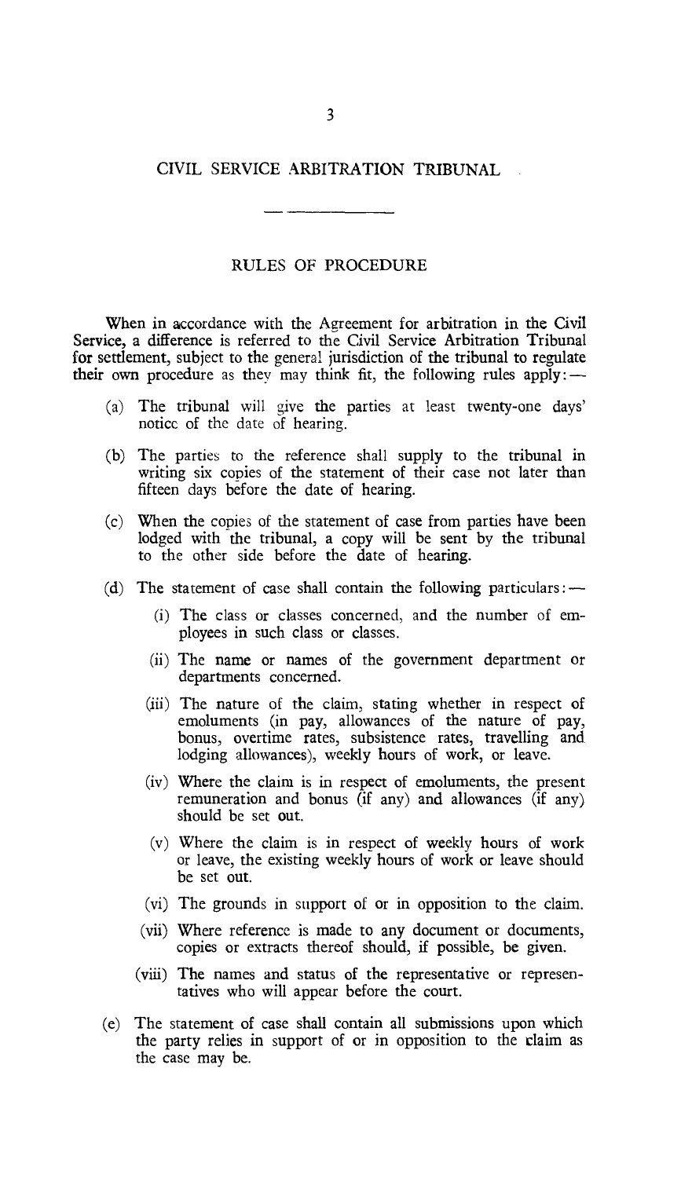# CIVIL SERVICE ARBITRATION TRIBUNAL

## RULES OF PROCEDURE

When in accordance with the Agreement for arbitration in the Civil Service, a difference is referred to the Civil Service Arbitration Tribunal for settlement, subject to the general jurisdiction of the tribunal to regulate their own procedure as they may think fit, the following rules apply:—

(a) The tribunal will give the parties at least twenty-one days' notice of the date of hearing.

(b) The parties to the reference shall supply to the tribunal in writing six copies of the statement of their case not later than fifteen days before the date of hearing.

(c) When the copies of the statement of case from parties have been lodged with the tribunal, a copy will be sent by the tribunal to the other side before the date of hearing.

(d) The statement of case shall contain the following particulars:—

   (i) The class or classes concerned, and the number of employees in such class or classes.

   (ii) The name or names of the government department or departments concerned.

   (iii) The nature of the claim, stating whether in respect of emoluments (in pay, allowances of the nature of pay, bonus, overtime rates, subsistence rates, travelling and lodging allowances), weekly hours of work, or leave.

   (iv) Where the claim is in respect of emoluments, the present remuneration and bonus (if any) and allowances (if any) should be set out.

   (v) Where the claim is in respect of weekly hours of work or leave, the existing weekly hours of work or leave should be set out.

   (vi) The grounds in support of or in opposition to the claim.

   (vii) Where reference is made to any document or documents, copies or extracts thereof should, if possible, be given.

   (viii) The names and status of the representative or representatives who will appear before the court.

(e) The statement of case shall contain all submissions upon which the party relies in support of or in opposition to the claim as the case may be.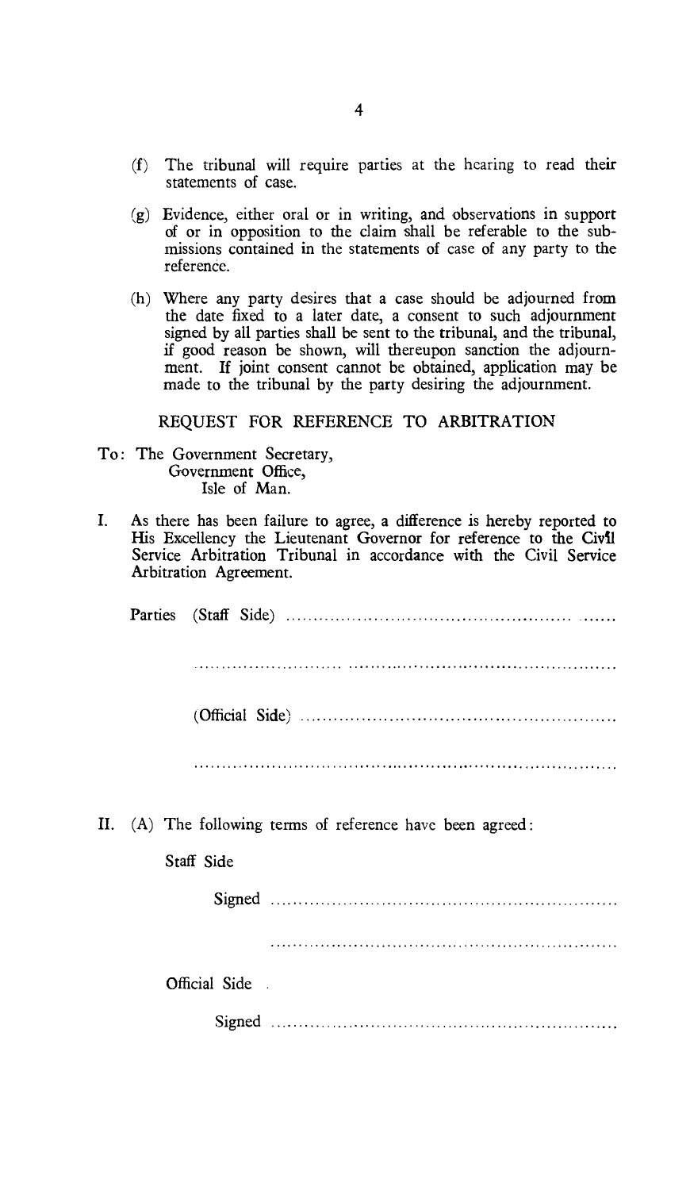(f) The tribunal will require parties at the hearing to read their statements of case.

(g) Evidence, either oral or in writing, and observations in support of or in opposition to the claim shall be referable to the submissions contained in the statements of case of any party to the reference.

(h) Where any party desires that a case should be adjourned from the date fixed to a later date, a consent to such adjournment signed by all parties shall be sent to the tribunal, and the tribunal, if good reason be shown, will thereupon sanction the adjournment. If joint consent cannot be obtained, application may be made to the tribunal by the party desiring the adjournment.

## REQUEST FOR REFERENCE TO ARBITRATION

To: The Government Secretary,
Government Office,
Isle of Man.

I. As there has been failure to agree, a difference is hereby reported to His Excellency the Lieutenant Governor for reference to the Civil Service Arbitration Tribunal in accordance with the Civil Service Arbitration Agreement.

Parties (Staff Side) ..........................................................

..........................................................................

(Official Side) ..........................................................

..........................................................................

II. (A) The following terms of reference have been agreed:

Staff Side

Signed ..........................................................

..........................................................................

Official Side

Signed ..........................................................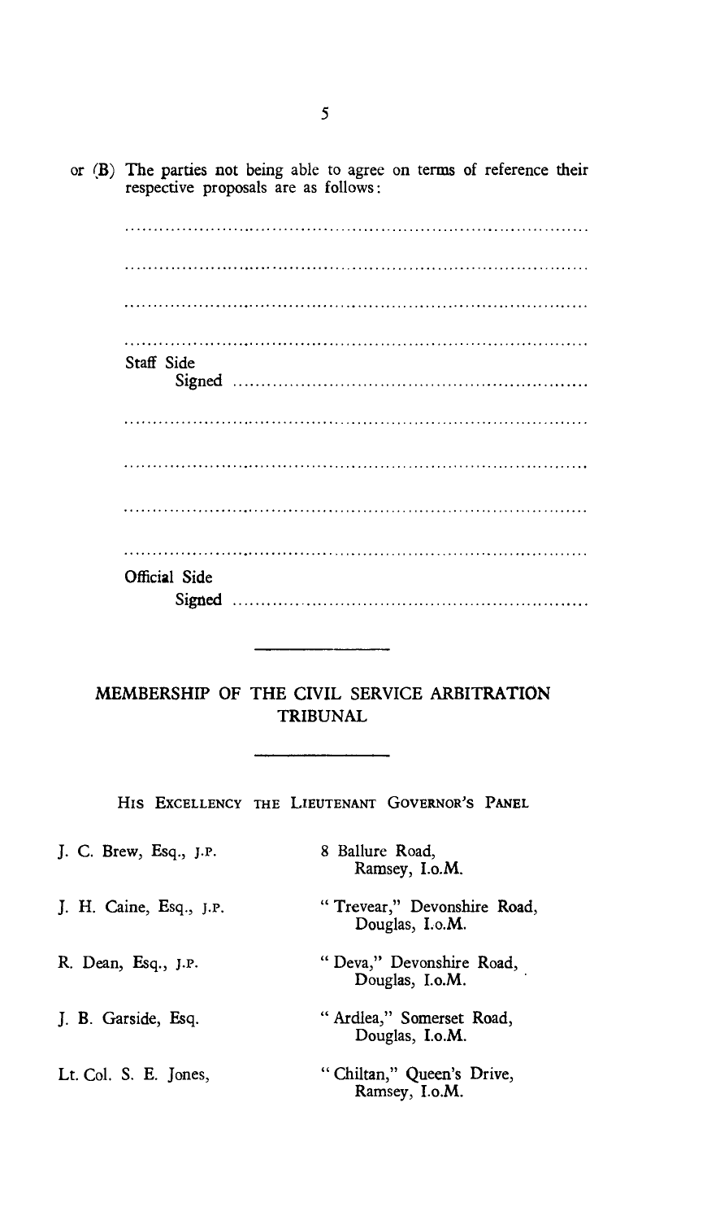or (B) The parties not being able to agree on terms of reference their respective proposals are as follows:

.............................................................................

.............................................................................

.............................................................................

.............................................................................

Staff Side

Signed .............................................................

.............................................................................

.............................................................................

.............................................................................

.............................................................................

Official Side

Signed .............................................................

---

## MEMBERSHIP OF THE CIVIL SERVICE ARBITRATION TRIBUNAL

---

### HIS EXCELLENCY THE LIEUTENANT GOVERNOR'S PANEL

| | |
|---|---|
| J. C. Brew, Esq., J.P. | 8 Ballure Road, Ramsey, I.o.M. |
| J. H. Caine, Esq., J.P. | "Trevear," Devonshire Road, Douglas, I.o.M. |
| R. Dean, Esq., J.P. | "Deva," Devonshire Road, Douglas, I.o.M. |
| J. B. Garside, Esq. | "Ardlea," Somerset Road, Douglas, I.o.M. |
| Lt. Col. S. E. Jones, | "Chiltan," Queen's Drive, Ramsey, I.o.M. |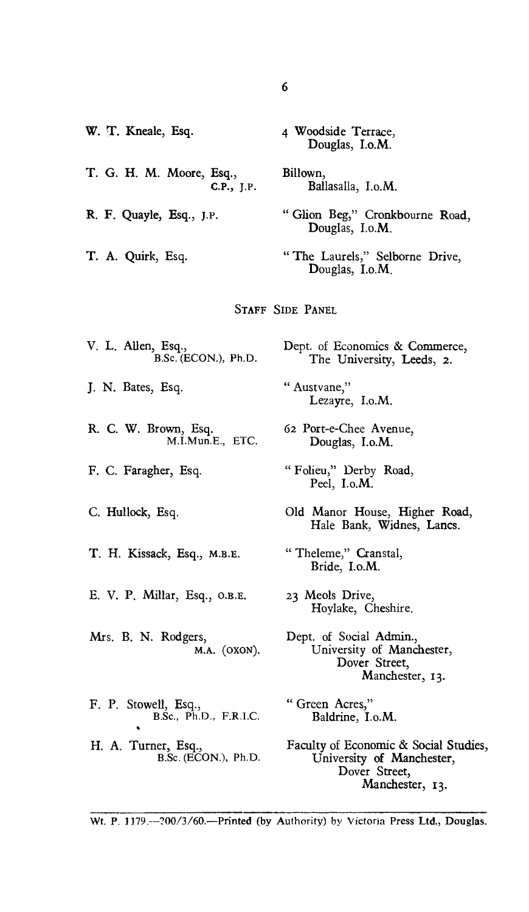| | |
|---|---|
| W. T. Kneale, Esq. | 4 Woodside Terrace, Douglas, I.o.M. |
| T. G. H. M. Moore, Esq., C.P., J.P. | Billown, Ballasalla, I.o.M. |
| R. F. Quayle, Esq., J.P. | "Glion Beg," Cronkbourne Road, Douglas, I.o.M. |
| T. A. Quirk, Esq. | "The Laurels," Selborne Drive, Douglas, I.o.M. |

## Staff Side Panel

| | |
|---|---|
| V. L. Allen, Esq., B.Sc. (ECON.), Ph.D. | Dept. of Economics & Commerce, The University, Leeds, 2. |
| J. N. Bates, Esq. | "Austvane," Lezayre, I.o.M. |
| R. C. W. Brown, Esq. M.I.Mun.E., ETC. | 62 Port-e-Chee Avenue, Douglas, I.o.M. |
| F. C. Faragher, Esq. | "Folieu," Derby Road, Peel, I.o.M. |
| C. Hullock, Esq. | Old Manor House, Higher Road, Hale Bank, Widnes, Lancs. |
| T. H. Kissack, Esq., M.B.E. | "Theleme," Cranstal, Bride, I.o.M. |
| E. V. P. Millar, Esq., O.B.E. | 23 Meols Drive, Hoylake, Cheshire. |
| Mrs. B. N. Rodgers, M.A. (OXON). | Dept. of Social Admin., University of Manchester, Dover Street, Manchester, 13. |
| F. P. Stowell, Esq., B.Sc., Ph.D., F.R.I.C. | "Green Acres," Baldrine, I.o.M. |
| H. A. Turner, Esq., B.Sc. (ECON.), Ph.D. | Faculty of Economic & Social Studies, University of Manchester, Dover Street, Manchester, 13. |

Wt. P. 1179.—200/3/60.—Printed (by Authority) by Victoria Press Ltd., Douglas.